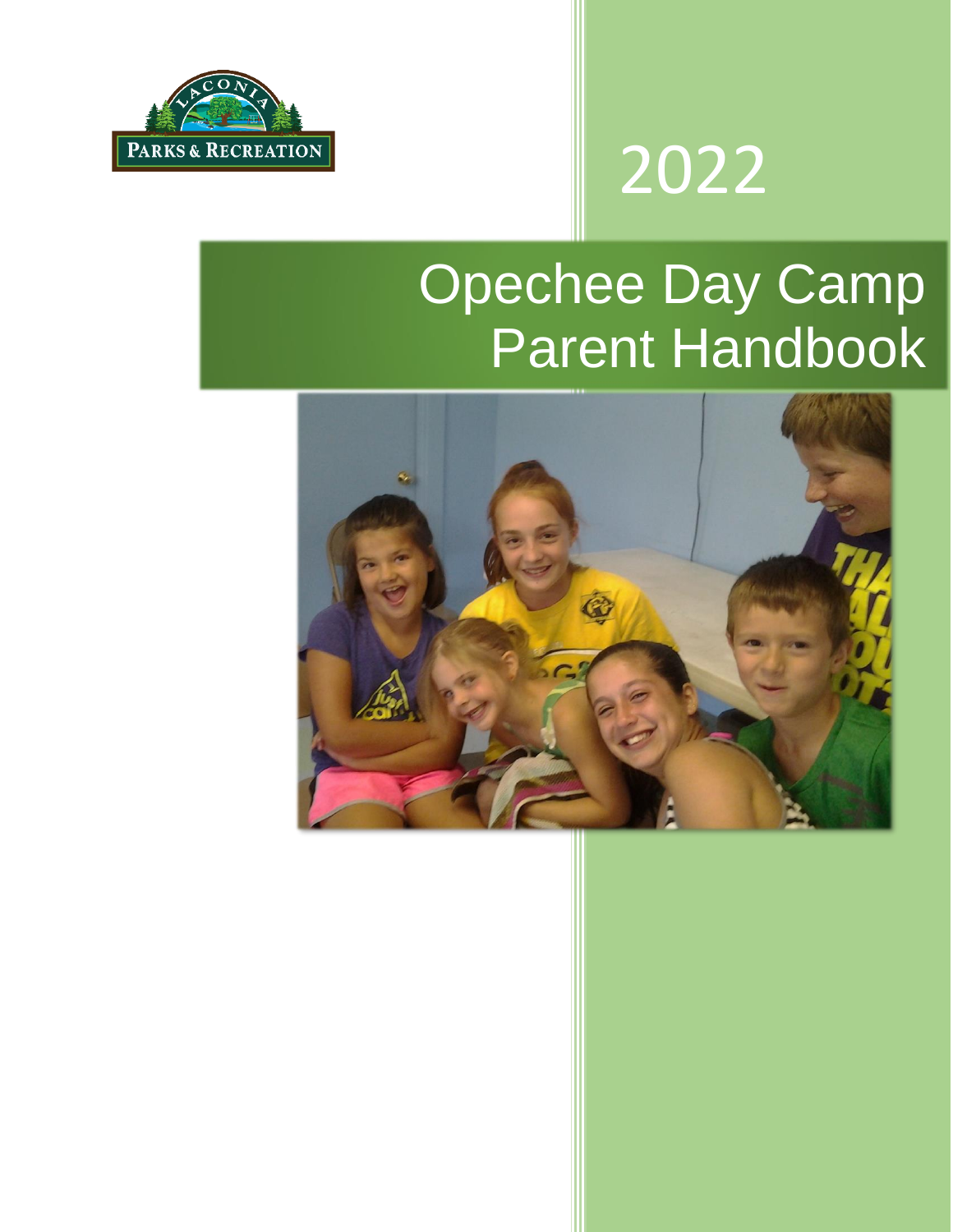LACONIA PARKS & RECREATION

2022

# Opechee Day Camp Parent Handbook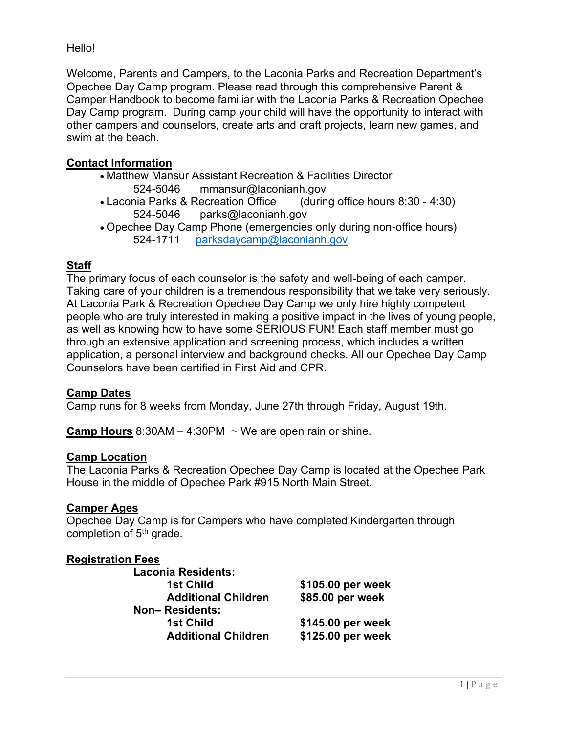Hello!

Welcome, Parents and Campers, to the Laconia Parks and Recreation Department's Opechee Day Camp program. Please read through this comprehensive Parent & Camper Handbook to become familiar with the Laconia Parks & Recreation Opechee Day Camp program. During camp your child will have the opportunity to interact with other campers and counselors, create arts and craft projects, learn new games, and swim at the beach.

## Contact Information

- Matthew Mansur Assistant Recreation & Facilities Director
  524-5046 mmansur@laconianh.gov
- Laconia Parks & Recreation Office (during office hours 8:30 - 4:30)
  524-5046 parks@laconianh.gov
- Opechee Day Camp Phone (emergencies only during non-office hours)
  524-1711 parksdaycamp@laconianh.gov

## Staff

The primary focus of each counselor is the safety and well-being of each camper. Taking care of your children is a tremendous responsibility that we take very seriously. At Laconia Park & Recreation Opechee Day Camp we only hire highly competent people who are truly interested in making a positive impact in the lives of young people, as well as knowing how to have some SERIOUS FUN! Each staff member must go through an extensive application and screening process, which includes a written application, a personal interview and background checks. All our Opechee Day Camp Counselors have been certified in First Aid and CPR.

## Camp Dates

Camp runs for 8 weeks from Monday, June 27th through Friday, August 19th.

**Camp Hours** 8:30AM – 4:30PM ~ We are open rain or shine.

## Camp Location

The Laconia Parks & Recreation Opechee Day Camp is located at the Opechee Park House in the middle of Opechee Park #915 North Main Street.

## Camper Ages

Opechee Day Camp is for Campers who have completed Kindergarten through completion of 5th grade.

## Registration Fees

**Laconia Residents:**

| | |
|---|---|
| **1st Child** | **\$105.00 per week** |
| **Additional Children** | **\$85.00 per week** |

**Non– Residents:**

| | |
|---|---|
| **1st Child** | **\$145.00 per week** |
| **Additional Children** | **\$125.00 per week** |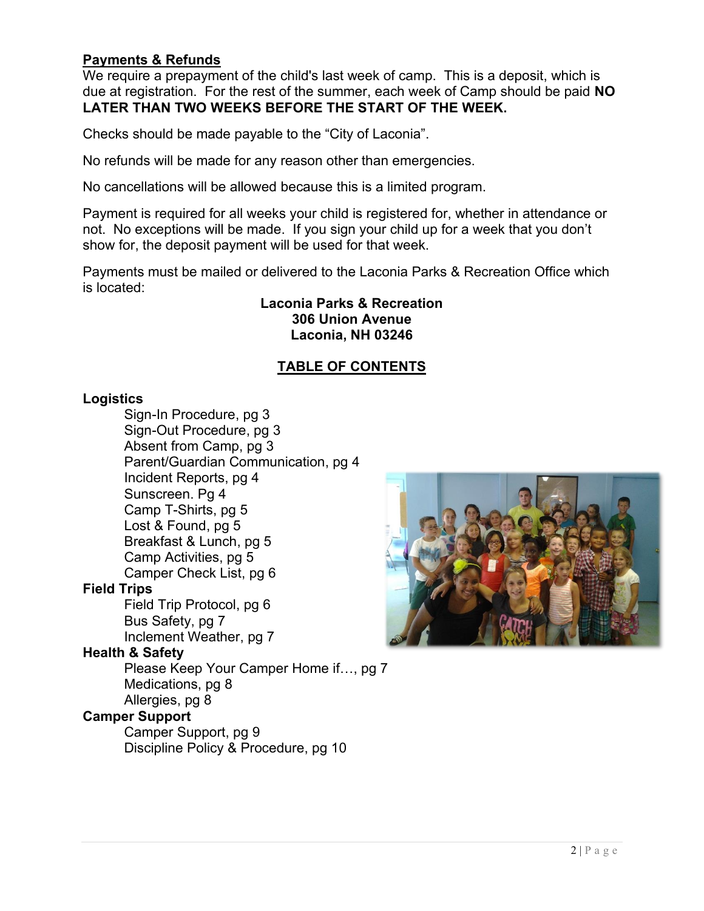## Payments & Refunds

We require a prepayment of the child's last week of camp. This is a deposit, which is due at registration. For the rest of the summer, each week of Camp should be paid **NO LATER THAN TWO WEEKS BEFORE THE START OF THE WEEK.**

Checks should be made payable to the "City of Laconia".

No refunds will be made for any reason other than emergencies.

No cancellations will be allowed because this is a limited program.

Payment is required for all weeks your child is registered for, whether in attendance or not. No exceptions will be made. If you sign your child up for a week that you don't show for, the deposit payment will be used for that week.

Payments must be mailed or delivered to the Laconia Parks & Recreation Office which is located:

**Laconia Parks & Recreation**
**306 Union Avenue**
**Laconia, NH 03246**

## TABLE OF CONTENTS

**Logistics**
- Sign-In Procedure, pg 3
- Sign-Out Procedure, pg 3
- Absent from Camp, pg 3
- Parent/Guardian Communication, pg 4
- Incident Reports, pg 4
- Sunscreen. Pg 4
- Camp T-Shirts, pg 5
- Lost & Found, pg 5
- Breakfast & Lunch, pg 5
- Camp Activities, pg 5
- Camper Check List, pg 6

**Field Trips**
- Field Trip Protocol, pg 6
- Bus Safety, pg 7
- Inclement Weather, pg 7

**Health & Safety**
- Please Keep Your Camper Home if…, pg 7
- Medications, pg 8
- Allergies, pg 8

**Camper Support**
- Camper Support, pg 9
- Discipline Policy & Procedure, pg 10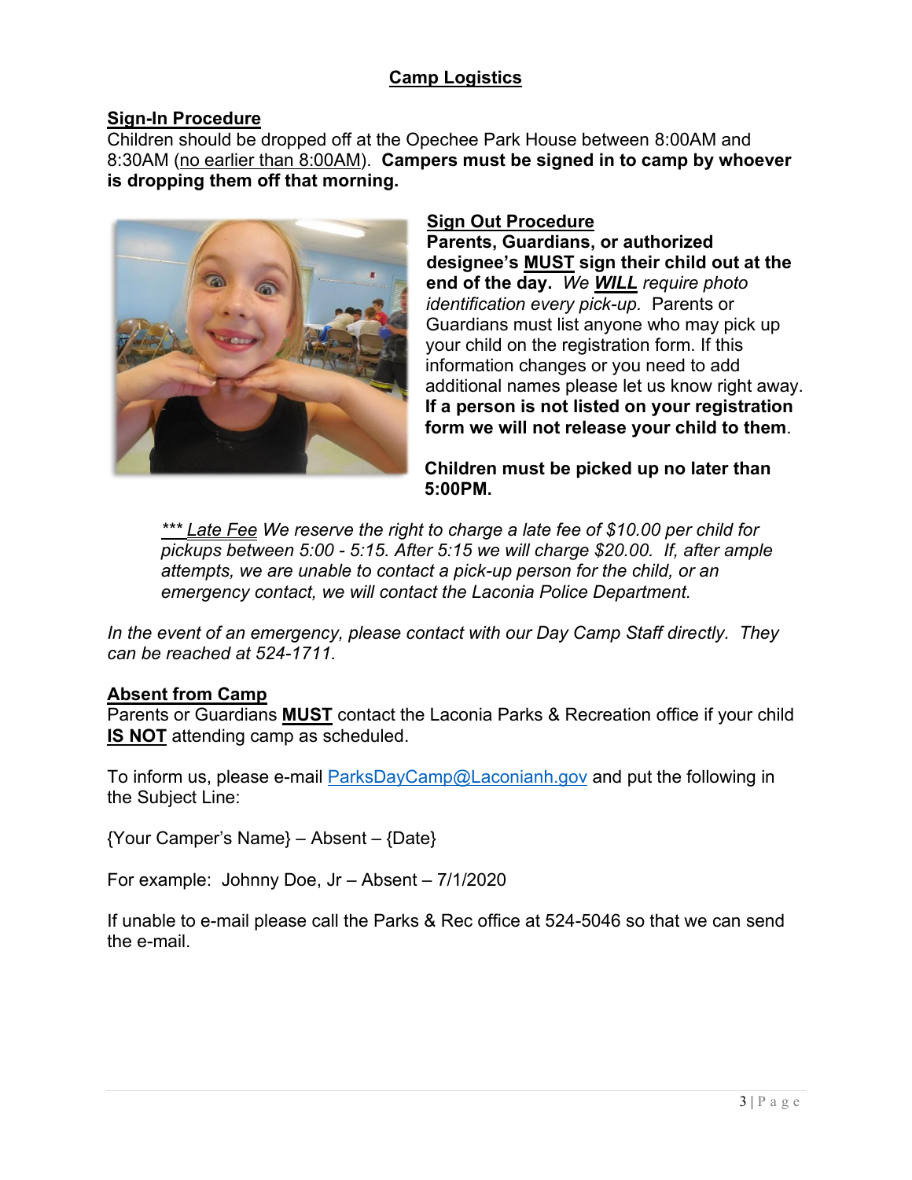## Camp Logistics

### Sign-In Procedure

Children should be dropped off at the Opechee Park House between 8:00AM and 8:30AM (no earlier than 8:00AM). **Campers must be signed in to camp by whoever is dropping them off that morning.**

### Sign Out Procedure

**Parents, Guardians, or authorized designee's MUST sign their child out at the end of the day.** *We **WILL** require photo identification every pick-up.* Parents or Guardians must list anyone who may pick up your child on the registration form. If this information changes or you need to add additional names please let us know right away. **If a person is not listed on your registration form we will not release your child to them**.

**Children must be picked up no later than 5:00PM.**

*\*\*\* Late Fee We reserve the right to charge a late fee of $10.00 per child for pickups between 5:00 - 5:15. After 5:15 we will charge $20.00. If, after ample attempts, we are unable to contact a pick-up person for the child, or an emergency contact, we will contact the Laconia Police Department.*

*In the event of an emergency, please contact with our Day Camp Staff directly. They can be reached at 524-1711.*

### Absent from Camp

Parents or Guardians **MUST** contact the Laconia Parks & Recreation office if your child **IS NOT** attending camp as scheduled.

To inform us, please e-mail ParksDayCamp@Laconianh.gov and put the following in the Subject Line:

{Your Camper's Name} – Absent – {Date}

For example: Johnny Doe, Jr – Absent – 7/1/2020

If unable to e-mail please call the Parks & Rec office at 524-5046 so that we can send the e-mail.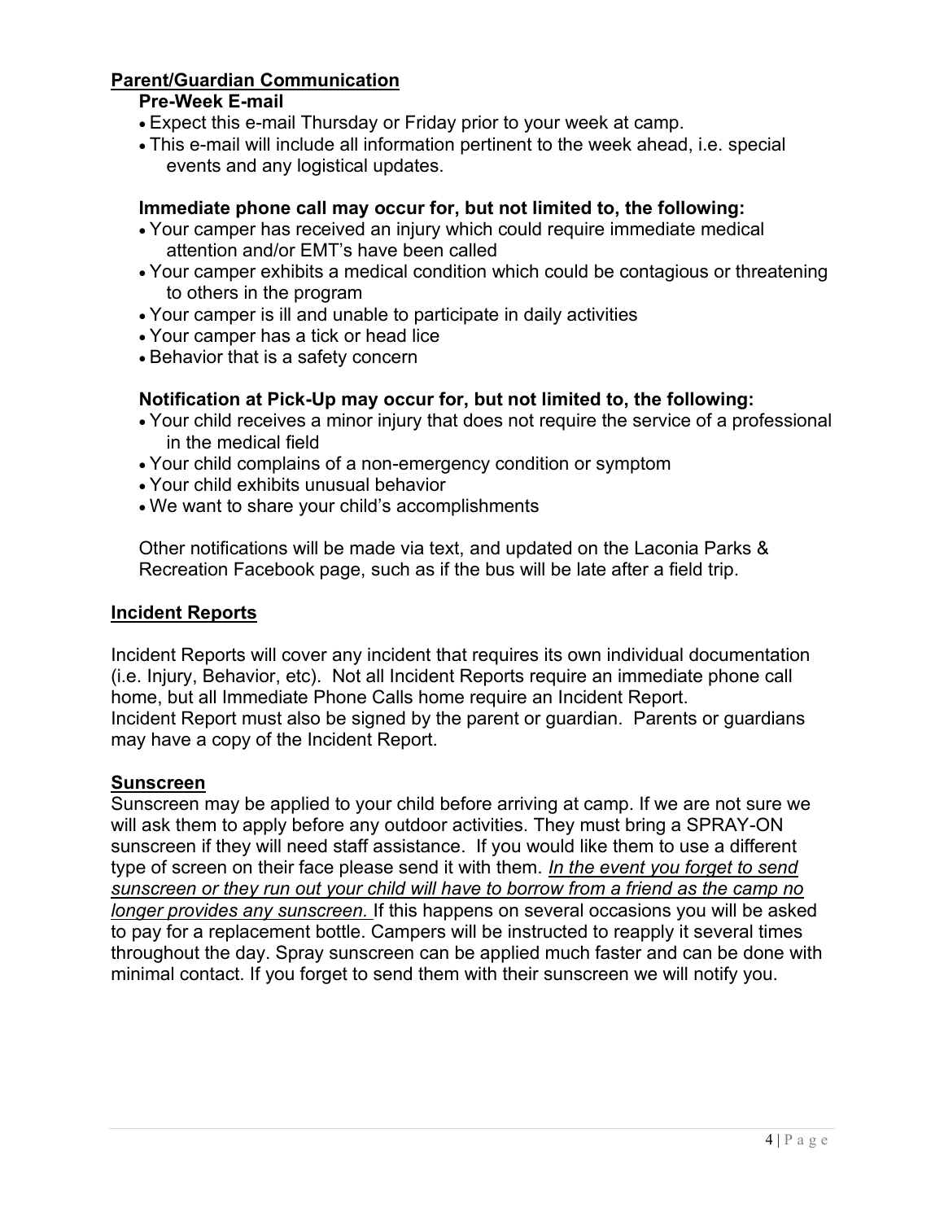## Parent/Guardian Communication

### Pre-Week E-mail

- Expect this e-mail Thursday or Friday prior to your week at camp.
- This e-mail will include all information pertinent to the week ahead, i.e. special events and any logistical updates.

### Immediate phone call may occur for, but not limited to, the following:

- Your camper has received an injury which could require immediate medical attention and/or EMT's have been called
- Your camper exhibits a medical condition which could be contagious or threatening to others in the program
- Your camper is ill and unable to participate in daily activities
- Your camper has a tick or head lice
- Behavior that is a safety concern

### Notification at Pick-Up may occur for, but not limited to, the following:

- Your child receives a minor injury that does not require the service of a professional in the medical field
- Your child complains of a non-emergency condition or symptom
- Your child exhibits unusual behavior
- We want to share your child's accomplishments

Other notifications will be made via text, and updated on the Laconia Parks & Recreation Facebook page, such as if the bus will be late after a field trip.

## Incident Reports

Incident Reports will cover any incident that requires its own individual documentation (i.e. Injury, Behavior, etc). Not all Incident Reports require an immediate phone call home, but all Immediate Phone Calls home require an Incident Report.
Incident Report must also be signed by the parent or guardian. Parents or guardians may have a copy of the Incident Report.

## Sunscreen

Sunscreen may be applied to your child before arriving at camp. If we are not sure we will ask them to apply before any outdoor activities. They must bring a SPRAY-ON sunscreen if they will need staff assistance. If you would like them to use a different type of screen on their face please send it with them. *In the event you forget to send sunscreen or they run out your child will have to borrow from a friend as the camp no longer provides any sunscreen.* If this happens on several occasions you will be asked to pay for a replacement bottle. Campers will be instructed to reapply it several times throughout the day. Spray sunscreen can be applied much faster and can be done with minimal contact. If you forget to send them with their sunscreen we will notify you.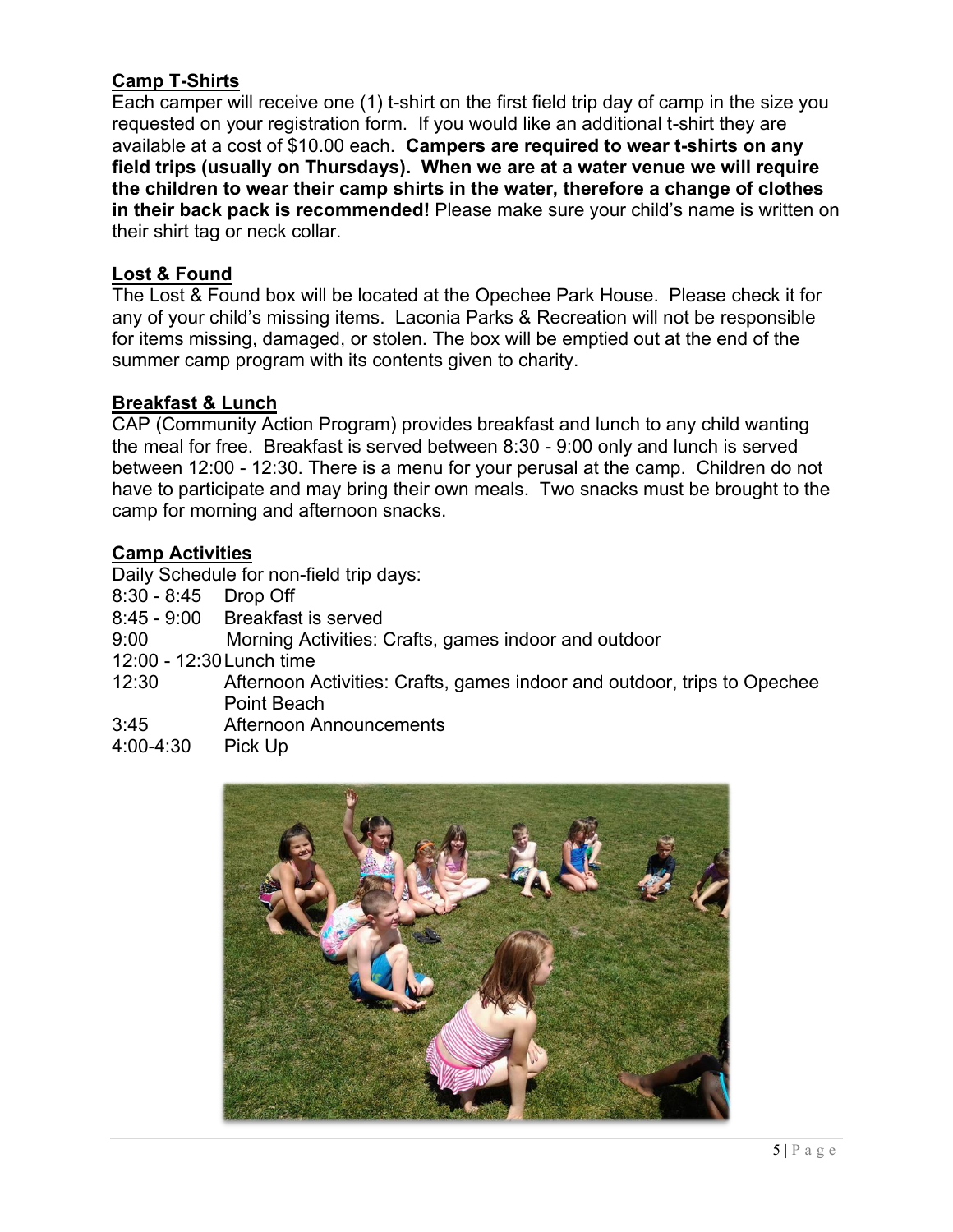## Camp T-Shirts

Each camper will receive one (1) t-shirt on the first field trip day of camp in the size you requested on your registration form. If you would like an additional t-shirt they are available at a cost of $10.00 each. **Campers are required to wear t-shirts on any field trips (usually on Thursdays). When we are at a water venue we will require the children to wear their camp shirts in the water, therefore a change of clothes in their back pack is recommended!** Please make sure your child's name is written on their shirt tag or neck collar.

## Lost & Found

The Lost & Found box will be located at the Opechee Park House. Please check it for any of your child's missing items. Laconia Parks & Recreation will not be responsible for items missing, damaged, or stolen. The box will be emptied out at the end of the summer camp program with its contents given to charity.

## Breakfast & Lunch

CAP (Community Action Program) provides breakfast and lunch to any child wanting the meal for free. Breakfast is served between 8:30 - 9:00 only and lunch is served between 12:00 - 12:30. There is a menu for your perusal at the camp. Children do not have to participate and may bring their own meals. Two snacks must be brought to the camp for morning and afternoon snacks.

## Camp Activities

Daily Schedule for non-field trip days:

| | |
|---|---|
| 8:30 - 8:45 | Drop Off |
| 8:45 - 9:00 | Breakfast is served |
| 9:00 | Morning Activities: Crafts, games indoor and outdoor |
| 12:00 - 12:30 | Lunch time |
| 12:30 | Afternoon Activities: Crafts, games indoor and outdoor, trips to Opechee Point Beach |
| 3:45 | Afternoon Announcements |
| 4:00-4:30 | Pick Up |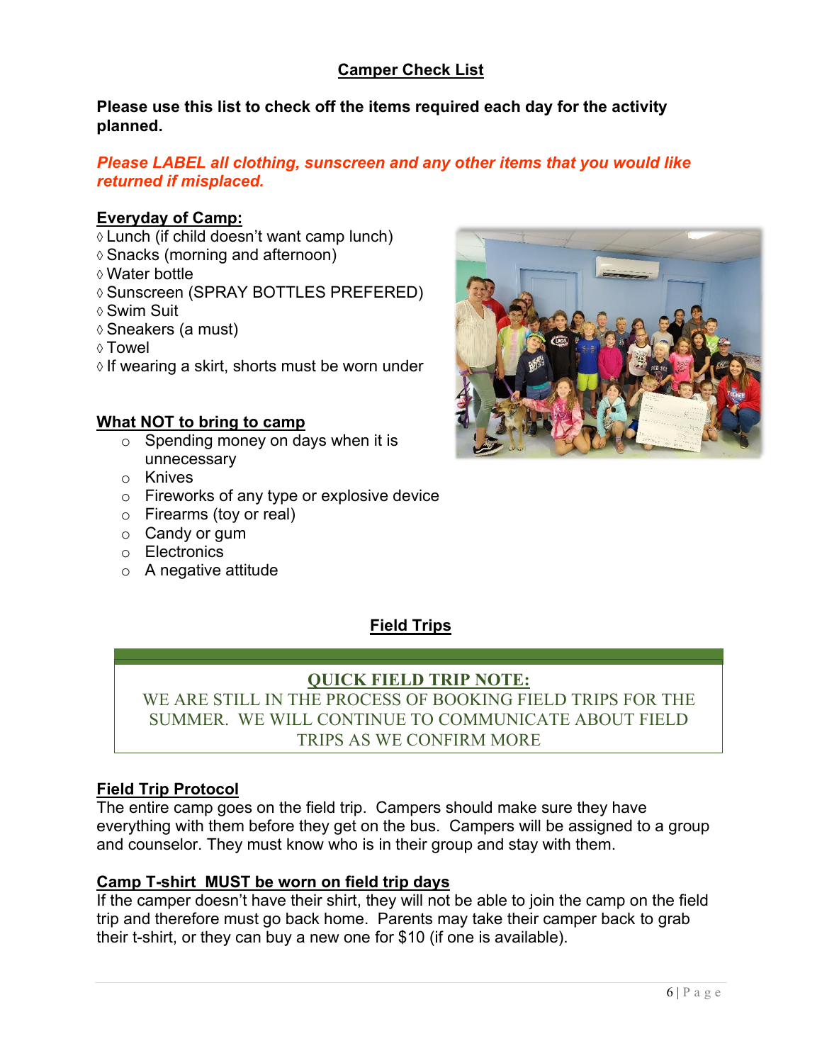## Camper Check List

**Please use this list to check off the items required each day for the activity planned.**

***Please LABEL all clothing, sunscreen and any other items that you would like returned if misplaced.***

### Everyday of Camp:

◊ Lunch (if child doesn't want camp lunch)
◊ Snacks (morning and afternoon)
◊ Water bottle
◊ Sunscreen (SPRAY BOTTLES PREFERED)
◊ Swim Suit
◊ Sneakers (a must)
◊ Towel
◊ If wearing a skirt, shorts must be worn under

### What NOT to bring to camp

- Spending money on days when it is unnecessary
- Knives
- Fireworks of any type or explosive device
- Firearms (toy or real)
- Candy or gum
- Electronics
- A negative attitude

## Field Trips

**QUICK FIELD TRIP NOTE:**
WE ARE STILL IN THE PROCESS OF BOOKING FIELD TRIPS FOR THE SUMMER. WE WILL CONTINUE TO COMMUNICATE ABOUT FIELD TRIPS AS WE CONFIRM MORE

### Field Trip Protocol

The entire camp goes on the field trip. Campers should make sure they have everything with them before they get on the bus. Campers will be assigned to a group and counselor. They must know who is in their group and stay with them.

### Camp T-shirt MUST be worn on field trip days

If the camper doesn't have their shirt, they will not be able to join the camp on the field trip and therefore must go back home. Parents may take their camper back to grab their t-shirt, or they can buy a new one for $10 (if one is available).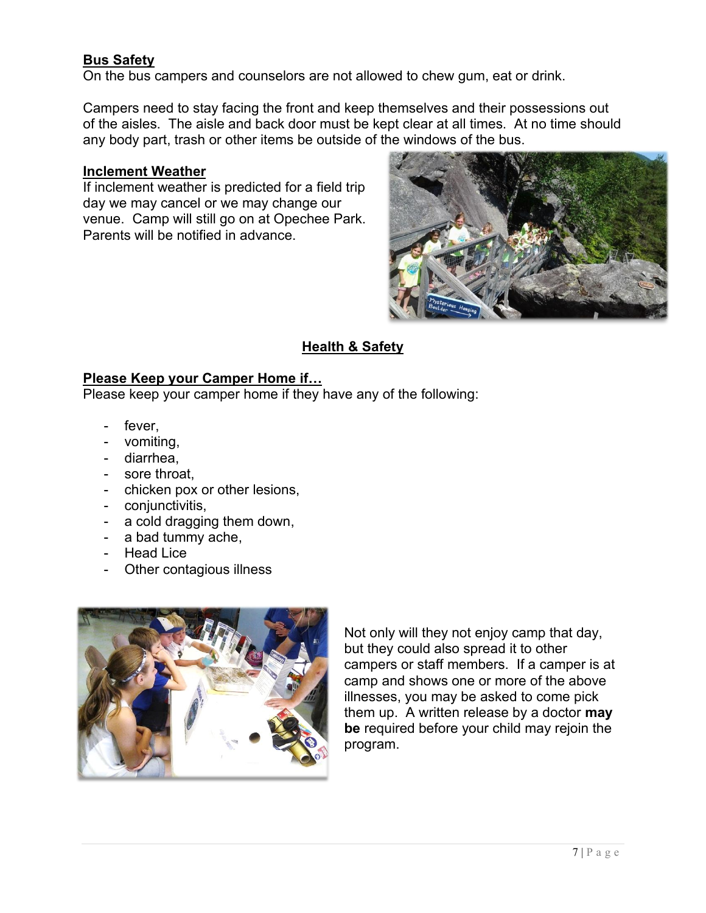**Bus Safety**

On the bus campers and counselors are not allowed to chew gum, eat or drink.

Campers need to stay facing the front and keep themselves and their possessions out of the aisles. The aisle and back door must be kept clear at all times. At no time should any body part, trash or other items be outside of the windows of the bus.

**Inclement Weather**

If inclement weather is predicted for a field trip day we may cancel or we may change our venue. Camp will still go on at Opechee Park. Parents will be notified in advance.

## Health & Safety

**Please Keep your Camper Home if…**

Please keep your camper home if they have any of the following:

- fever,
- vomiting,
- diarrhea,
- sore throat,
- chicken pox or other lesions,
- conjunctivitis,
- a cold dragging them down,
- a bad tummy ache,
- Head Lice
- Other contagious illness

Not only will they not enjoy camp that day, but they could also spread it to other campers or staff members. If a camper is at camp and shows one or more of the above illnesses, you may be asked to come pick them up. A written release by a doctor **may be** required before your child may rejoin the program.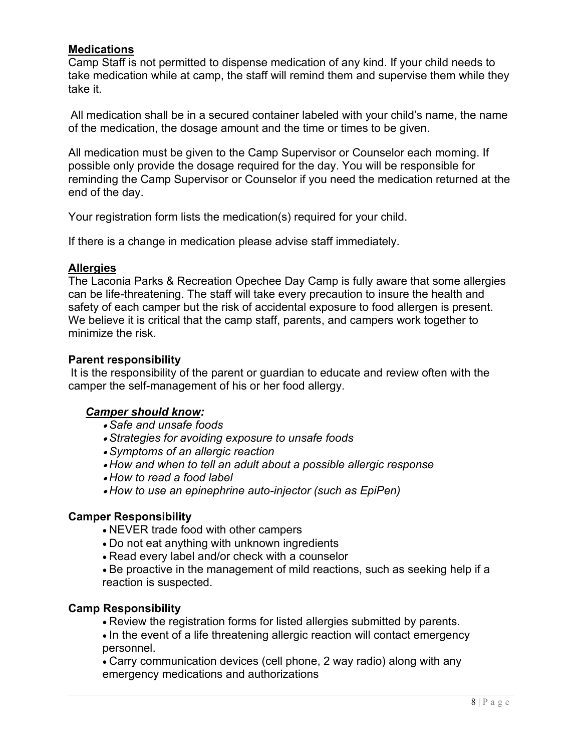## Medications

Camp Staff is not permitted to dispense medication of any kind. If your child needs to take medication while at camp, the staff will remind them and supervise them while they take it.

All medication shall be in a secured container labeled with your child's name, the name of the medication, the dosage amount and the time or times to be given.

All medication must be given to the Camp Supervisor or Counselor each morning. If possible only provide the dosage required for the day. You will be responsible for reminding the Camp Supervisor or Counselor if you need the medication returned at the end of the day.

Your registration form lists the medication(s) required for your child.

If there is a change in medication please advise staff immediately.

## Allergies

The Laconia Parks & Recreation Opechee Day Camp is fully aware that some allergies can be life-threatening. The staff will take every precaution to insure the health and safety of each camper but the risk of accidental exposure to food allergen is present. We believe it is critical that the camp staff, parents, and campers work together to minimize the risk.

### Parent responsibility

It is the responsibility of the parent or guardian to educate and review often with the camper the self-management of his or her food allergy.

***Camper should know:***

- *Safe and unsafe foods*
- *Strategies for avoiding exposure to unsafe foods*
- *Symptoms of an allergic reaction*
- *How and when to tell an adult about a possible allergic response*
- *How to read a food label*
- *How to use an epinephrine auto-injector (such as EpiPen)*

### Camper Responsibility

- NEVER trade food with other campers
- Do not eat anything with unknown ingredients
- Read every label and/or check with a counselor
- Be proactive in the management of mild reactions, such as seeking help if a reaction is suspected.

### Camp Responsibility

- Review the registration forms for listed allergies submitted by parents.
- In the event of a life threatening allergic reaction will contact emergency personnel.
- Carry communication devices (cell phone, 2 way radio) along with any emergency medications and authorizations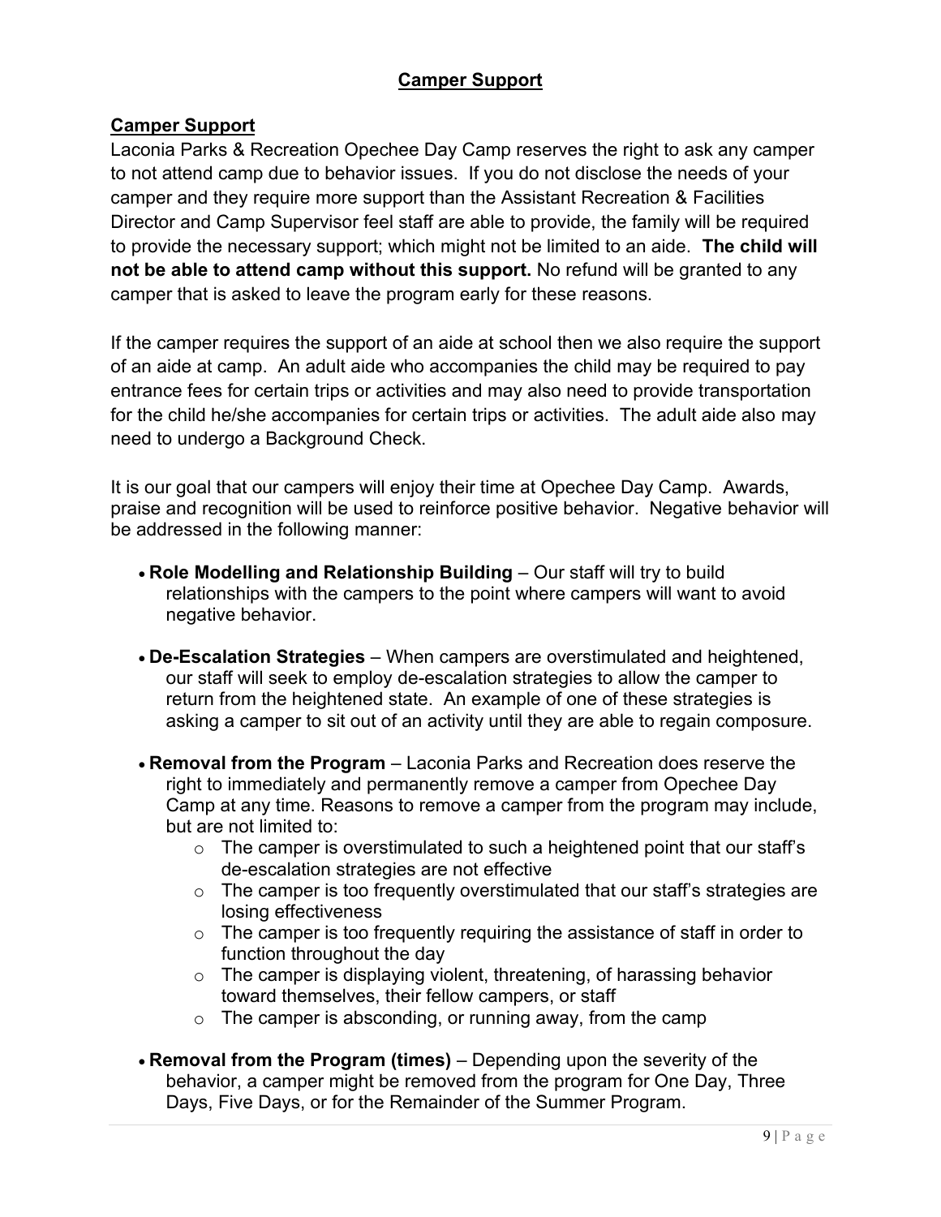## Camper Support

### Camper Support

Laconia Parks & Recreation Opechee Day Camp reserves the right to ask any camper to not attend camp due to behavior issues. If you do not disclose the needs of your camper and they require more support than the Assistant Recreation & Facilities Director and Camp Supervisor feel staff are able to provide, the family will be required to provide the necessary support; which might not be limited to an aide. **The child will not be able to attend camp without this support.** No refund will be granted to any camper that is asked to leave the program early for these reasons.

If the camper requires the support of an aide at school then we also require the support of an aide at camp. An adult aide who accompanies the child may be required to pay entrance fees for certain trips or activities and may also need to provide transportation for the child he/she accompanies for certain trips or activities. The adult aide also may need to undergo a Background Check.

It is our goal that our campers will enjoy their time at Opechee Day Camp. Awards, praise and recognition will be used to reinforce positive behavior. Negative behavior will be addressed in the following manner:

- **Role Modelling and Relationship Building** – Our staff will try to build relationships with the campers to the point where campers will want to avoid negative behavior.
- **De-Escalation Strategies** – When campers are overstimulated and heightened, our staff will seek to employ de-escalation strategies to allow the camper to return from the heightened state. An example of one of these strategies is asking a camper to sit out of an activity until they are able to regain composure.
- **Removal from the Program** – Laconia Parks and Recreation does reserve the right to immediately and permanently remove a camper from Opechee Day Camp at any time. Reasons to remove a camper from the program may include, but are not limited to:
  - The camper is overstimulated to such a heightened point that our staff's de-escalation strategies are not effective
  - The camper is too frequently overstimulated that our staff's strategies are losing effectiveness
  - The camper is too frequently requiring the assistance of staff in order to function throughout the day
  - The camper is displaying violent, threatening, of harassing behavior toward themselves, their fellow campers, or staff
  - The camper is absconding, or running away, from the camp
- **Removal from the Program (times)** – Depending upon the severity of the behavior, a camper might be removed from the program for One Day, Three Days, Five Days, or for the Remainder of the Summer Program.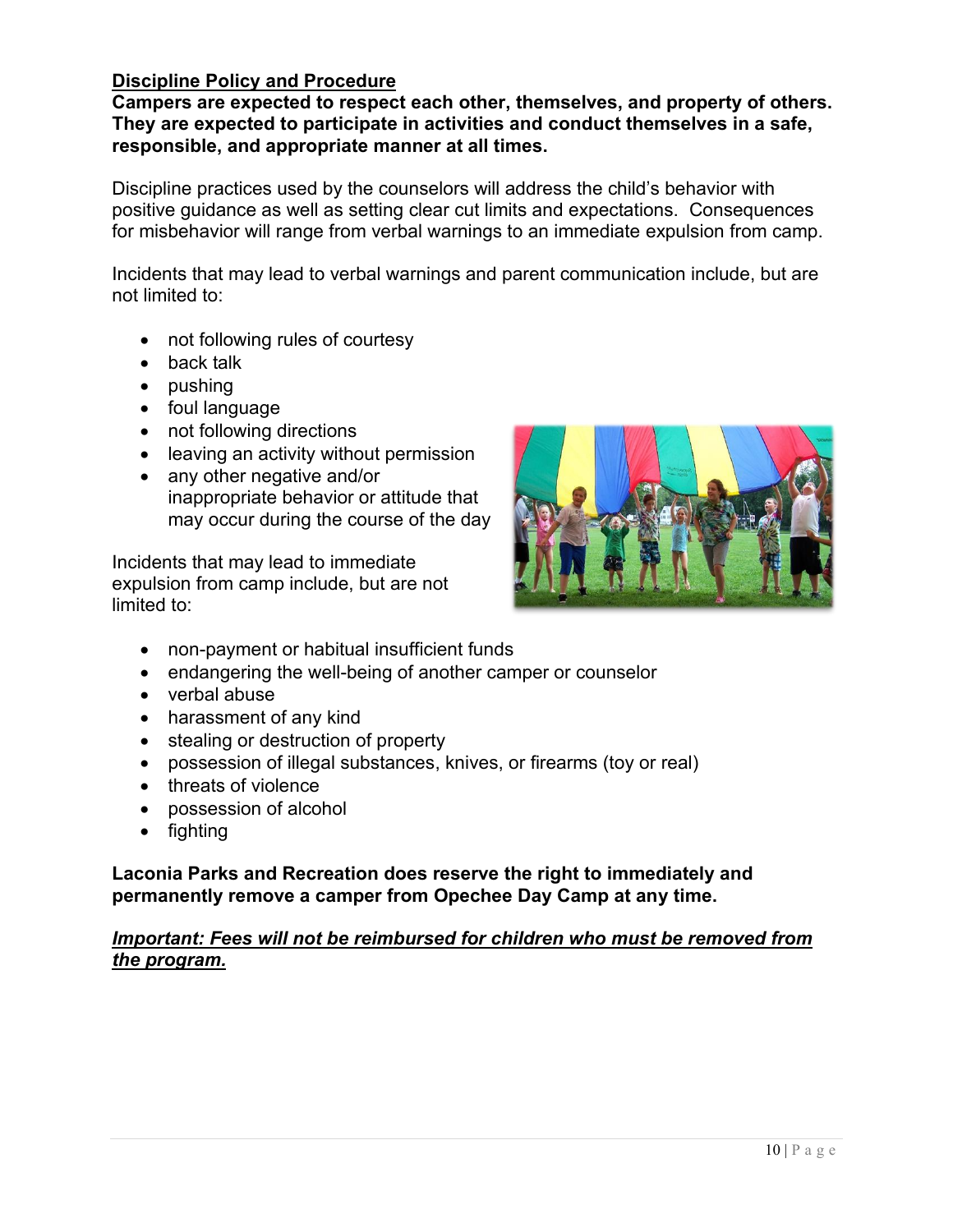**Discipline Policy and Procedure**

**Campers are expected to respect each other, themselves, and property of others. They are expected to participate in activities and conduct themselves in a safe, responsible, and appropriate manner at all times.**

Discipline practices used by the counselors will address the child's behavior with positive guidance as well as setting clear cut limits and expectations. Consequences for misbehavior will range from verbal warnings to an immediate expulsion from camp.

Incidents that may lead to verbal warnings and parent communication include, but are not limited to:

- not following rules of courtesy
- back talk
- pushing
- foul language
- not following directions
- leaving an activity without permission
- any other negative and/or inappropriate behavior or attitude that may occur during the course of the day

Incidents that may lead to immediate expulsion from camp include, but are not limited to:

- non-payment or habitual insufficient funds
- endangering the well-being of another camper or counselor
- verbal abuse
- harassment of any kind
- stealing or destruction of property
- possession of illegal substances, knives, or firearms (toy or real)
- threats of violence
- possession of alcohol
- fighting

**Laconia Parks and Recreation does reserve the right to immediately and permanently remove a camper from Opechee Day Camp at any time.**

***Important: Fees will not be reimbursed for children who must be removed from the program.***